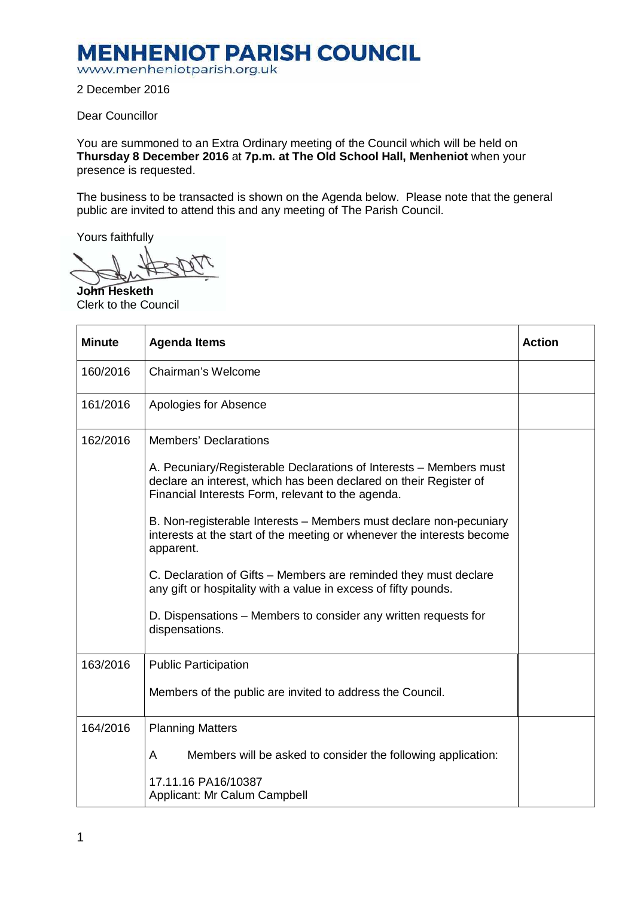# MENHENIOT PARISH COUNCIL

www.menheniotparish.org.uk

2 December 2016

Dear Councillor

You are summoned to an Extra Ordinary meeting of the Council which will be held on **Thursday 8 December 2016** at **7p.m. at The Old School Hall, Menheniot** when your presence is requested.

The business to be transacted is shown on the Agenda below. Please note that the general public are invited to attend this and any meeting of The Parish Council.

Yours faithfully

**John Hesketh**
Clerk to the Council

| **Minute** | **Agenda Items** | **Action** |
|---|---|---|
| 160/2016 | Chairman's Welcome | |
| 161/2016 | Apologies for Absence | |
| 162/2016 | Members' Declarations<br><br>A. Pecuniary/Registerable Declarations of Interests – Members must declare an interest, which has been declared on their Register of Financial Interests Form, relevant to the agenda.<br><br>B. Non-registerable Interests – Members must declare non-pecuniary interests at the start of the meeting or whenever the interests become apparent.<br><br>C. Declaration of Gifts – Members are reminded they must declare any gift or hospitality with a value in excess of fifty pounds.<br><br>D. Dispensations – Members to consider any written requests for dispensations. | |
| 163/2016 | Public Participation<br><br>Members of the public are invited to address the Council. | |
| 164/2016 | Planning Matters<br><br>A Members will be asked to consider the following application:<br><br>17.11.16 PA16/10387<br>Applicant: Mr Calum Campbell | |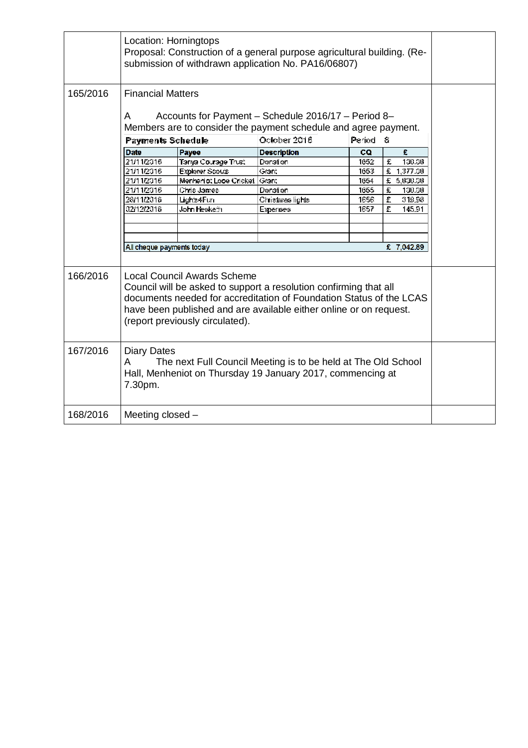| | | |
|---|---|---|
| | Location: Horningtops<br>Proposal: Construction of a general purpose agricultural building. (Re-submission of withdrawn application No. PA16/06807) | |
| 165/2016 | Financial Matters<br><br>A Accounts for Payment – Schedule 2016/17 – Period 8–<br>Members are to consider the payment schedule and agree payment. | |

**Payments Schedule** October 2016 Period 8

| Date | Payee | Description | CQ | £ |
|---|---|---|---|---|
| 21/11/2016 | Tanya Courage Trust | Donation | 1652 | £ 100.00 |
| 21/11/2016 | Explorer Scouts | Grant | 1653 | £ 1,377.00 |
| 21/11/2016 | Menheniot Looe Cricket | Grant | 1654 | £ 5,000.00 |
| 21/11/2016 | Chris James | Donation | 1655 | £ 100.00 |
| 28/11/2016 | Lights4Fun | Christmas lights | 1656 | £ 319.98 |
| 02/12/2016 | John Hesketh | Expenses | 1657 | £ 145.91 |
| | | | | |
| | | | | |
| | | | | |
| All cheque payments today | | | | £ 7,042.89 |

| | | |
|---|---|---|
| 166/2016 | Local Council Awards Scheme<br>Council will be asked to support a resolution confirming that all documents needed for accreditation of Foundation Status of the LCAS have been published and are available either online or on request. (report previously circulated). | |
| 167/2016 | Diary Dates<br>A The next Full Council Meeting is to be held at The Old School Hall, Menheniot on Thursday 19 January 2017, commencing at 7.30pm. | |
| 168/2016 | Meeting closed – | |